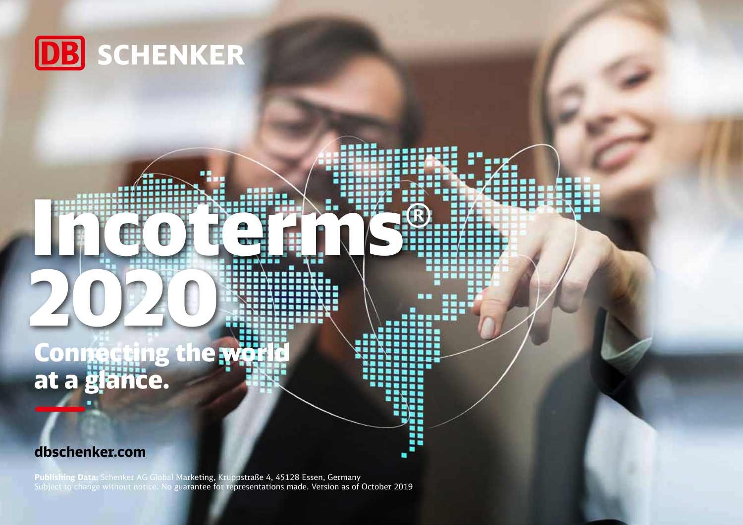DB SCHENKER

# Incoterms® 2020

## Connecting the world at a glance.

**dbschenker.com**

**Publishing Data:** Schenker AG Global Marketing, Kruppstraße 4, 45128 Essen, Germany
Subject to change without notice. No guarantee for representations made. Version as of October 2019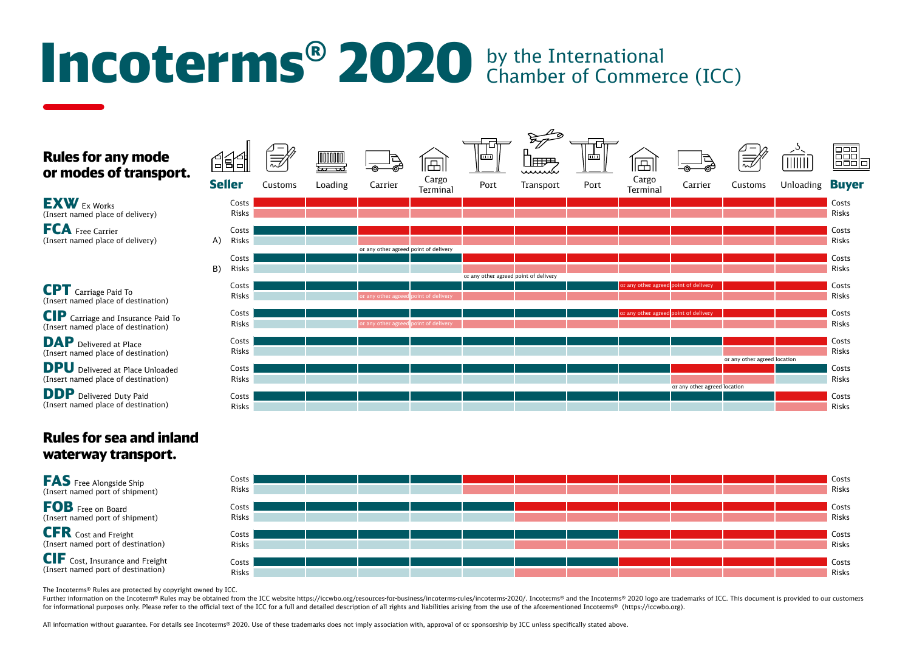# Incoterms® 2020 by the International Chamber of Commerce (ICC)

## Rules for any mode or modes of transport.

Seller | Customs | Loading | Carrier | Cargo Terminal | Port | Transport | Port | Cargo Terminal | Carrier | Customs | Unloading | Buyer

**EXW** Ex Works
(Insert named place of delivery)

Costs
Risks

**FCA** Free Carrier
(Insert named place of delivery)

A) Costs
Risks

or any other agreed point of delivery

B) Costs
Risks

or any other agreed point of delivery

**CPT** Carriage Paid To
(Insert named place of destination)

Costs
Risks

or any other agreed point of delivery

or any other agreed point of delivery

**CIP** Carriage and Insurance Paid To
(Insert named place of destination)

Costs
Risks

or any other agreed point of delivery

or any other agreed point of delivery

**DAP** Delivered at Place
(Insert named place of destination)

Costs
Risks

or any other agreed location

**DPU** Delivered at Place Unloaded
(Insert named place of destination)

Costs
Risks

or any other agreed location

**DDP** Delivered Duty Paid
(Insert named place of destination)

Costs
Risks

## Rules for sea and inland waterway transport.

**FAS** Free Alongside Ship
(Insert named port of shipment)

Costs
Risks

**FOB** Free on Board
(Insert named port of shipment)

Costs
Risks

**CFR** Cost and Freight
(Insert named port of destination)

Costs
Risks

**CIF** Cost, Insurance and Freight
(Insert named port of destination)

Costs
Risks

The Incoterms® Rules are protected by copyright owned by ICC.

Further information on the Incoterm® Rules may be obtained from the ICC website https://iccwbo.org/resources-for-business/incoterms-rules/incoterms-2020/. Incoterms® and the Incoterms® 2020 logo are trademarks of ICC. This document is provided to our customers for informational purposes only. Please refer to the official text of the ICC for a full and detailed description of all rights and liabilities arising from the use of the aforementioned Incoterms® (https://iccwbo.org).

All information without guarantee. For details see Incoterms® 2020. Use of these trademarks does not imply association with, approval of or sponsorship by ICC unless specifically stated above.